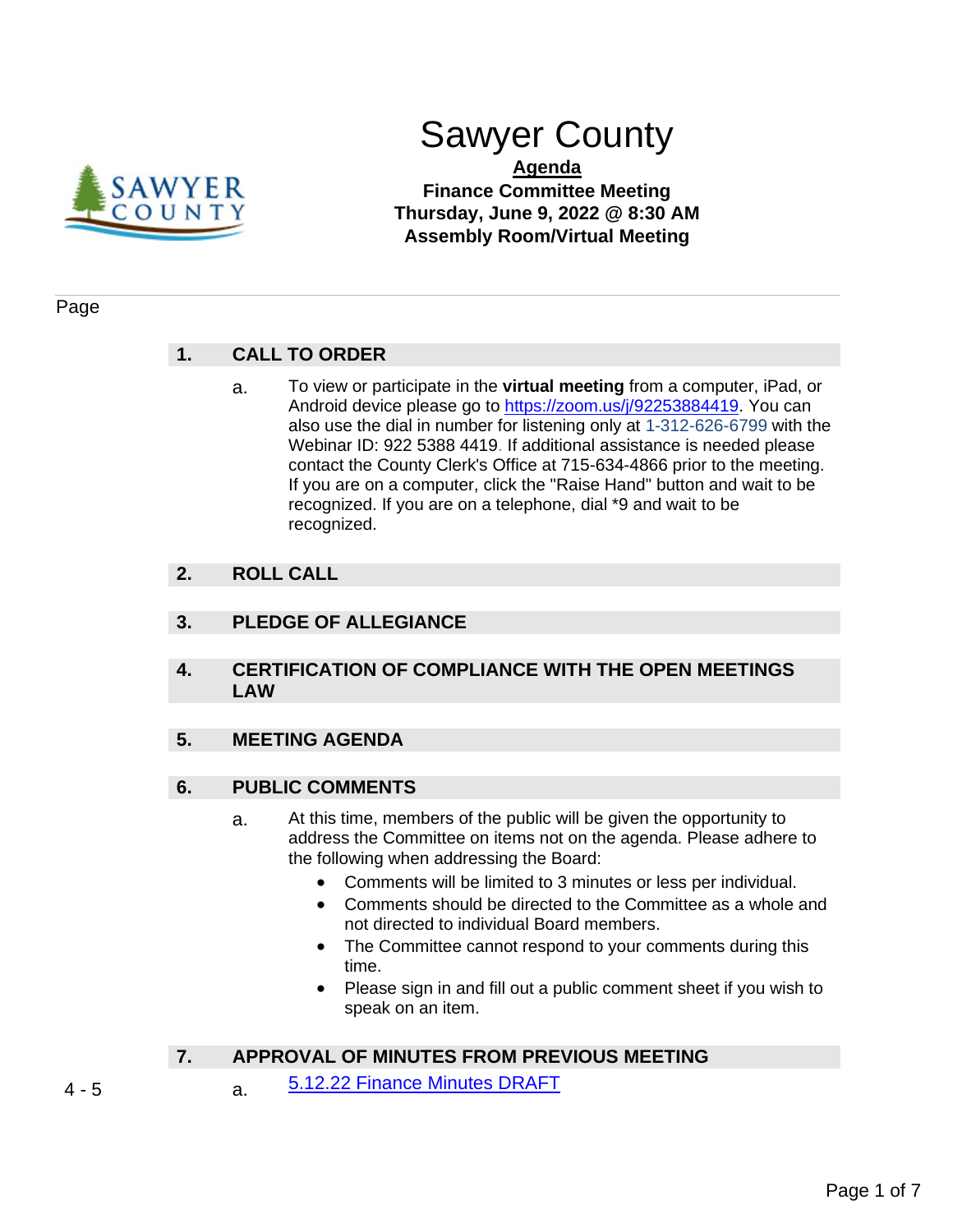# Sawyer County

**Agenda**

**Finance Committee Meeting**
**Thursday, June 9, 2022 @ 8:30 AM**
**Assembly Room/Virtual Meeting**

Page

## 1. CALL TO ORDER

a. To view or participate in the **virtual meeting** from a computer, iPad, or Android device please go to https://zoom.us/j/92253884419. You can also use the dial in number for listening only at 1-312-626-6799 with the Webinar ID: 922 5388 4419. If additional assistance is needed please contact the County Clerk's Office at 715-634-4866 prior to the meeting. If you are on a computer, click the "Raise Hand" button and wait to be recognized. If you are on a telephone, dial *9 and wait to be recognized.

## 2. ROLL CALL

## 3. PLEDGE OF ALLEGIANCE

## 4. CERTIFICATION OF COMPLIANCE WITH THE OPEN MEETINGS LAW

## 5. MEETING AGENDA

## 6. PUBLIC COMMENTS

a. At this time, members of the public will be given the opportunity to address the Committee on items not on the agenda. Please adhere to the following when addressing the Board:

- Comments will be limited to 3 minutes or less per individual.
- Comments should be directed to the Committee as a whole and not directed to individual Board members.
- The Committee cannot respond to your comments during this time.
- Please sign in and fill out a public comment sheet if you wish to speak on an item.

## 7. APPROVAL OF MINUTES FROM PREVIOUS MEETING

4 - 5 a. 5.12.22 Finance Minutes DRAFT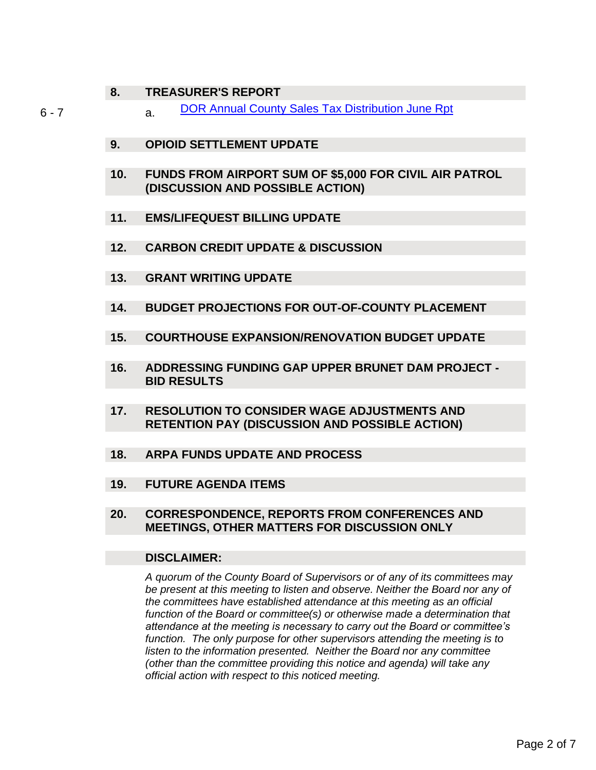## 8. TREASURER'S REPORT

6 - 7 a. [DOR Annual County Sales Tax Distribution June Rpt]

## 9. OPIOID SETTLEMENT UPDATE

## 10. FUNDS FROM AIRPORT SUM OF $5,000 FOR CIVIL AIR PATROL (DISCUSSION AND POSSIBLE ACTION)

## 11. EMS/LIFEQUEST BILLING UPDATE

## 12. CARBON CREDIT UPDATE & DISCUSSION

## 13. GRANT WRITING UPDATE

## 14. BUDGET PROJECTIONS FOR OUT-OF-COUNTY PLACEMENT

## 15. COURTHOUSE EXPANSION/RENOVATION BUDGET UPDATE

## 16. ADDRESSING FUNDING GAP UPPER BRUNET DAM PROJECT - BID RESULTS

## 17. RESOLUTION TO CONSIDER WAGE ADJUSTMENTS AND RETENTION PAY (DISCUSSION AND POSSIBLE ACTION)

## 18. ARPA FUNDS UPDATE AND PROCESS

## 19. FUTURE AGENDA ITEMS

## 20. CORRESPONDENCE, REPORTS FROM CONFERENCES AND MEETINGS, OTHER MATTERS FOR DISCUSSION ONLY

## DISCLAIMER:

*A quorum of the County Board of Supervisors or of any of its committees may be present at this meeting to listen and observe. Neither the Board nor any of the committees have established attendance at this meeting as an official function of the Board or committee(s) or otherwise made a determination that attendance at the meeting is necessary to carry out the Board or committee's function. The only purpose for other supervisors attending the meeting is to listen to the information presented. Neither the Board nor any committee (other than the committee providing this notice and agenda) will take any official action with respect to this noticed meeting.*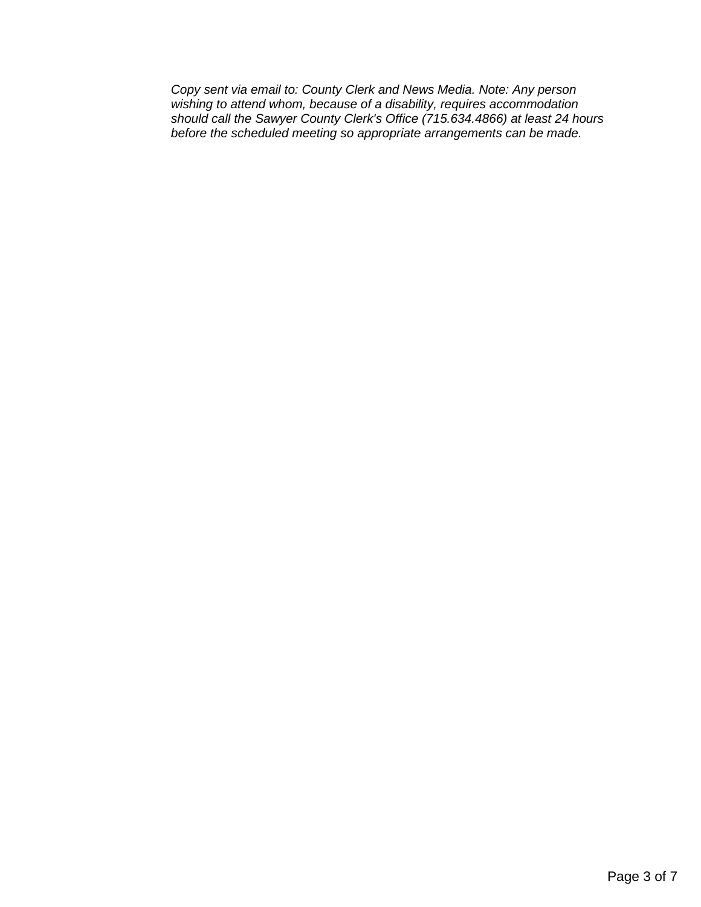*Copy sent via email to: County Clerk and News Media. Note: Any person wishing to attend whom, because of a disability, requires accommodation should call the Sawyer County Clerk's Office (715.634.4866) at least 24 hours before the scheduled meeting so appropriate arrangements can be made.*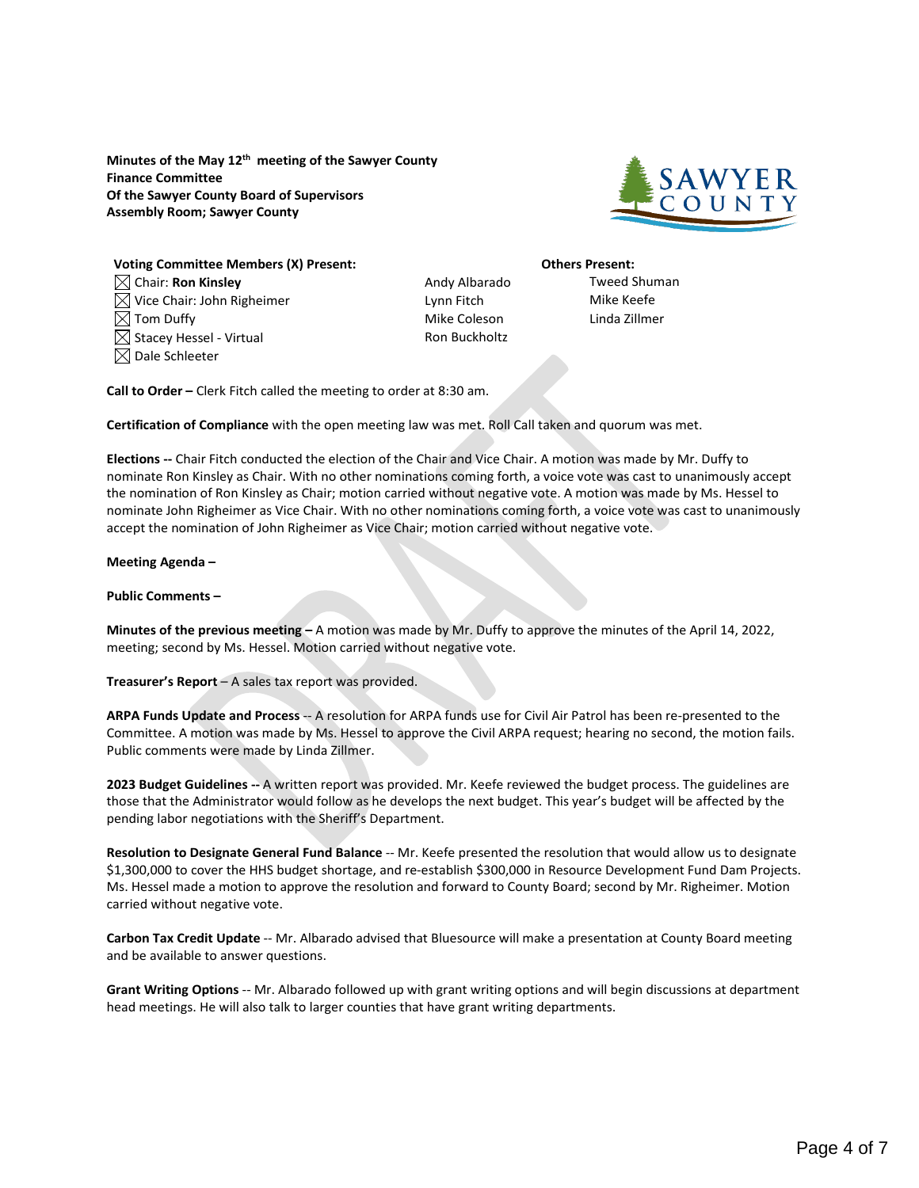**Minutes of the May 12th meeting of the Sawyer County Finance Committee**
**Of the Sawyer County Board of Supervisors**
**Assembly Room; Sawyer County**

**Voting Committee Members (X) Present:**

- ☒ Chair: **Ron Kinsley**
- ☒ Vice Chair: John Righeimer
- ☒ Tom Duffy
- ☒ Stacey Hessel - Virtual
- ☒ Dale Schleeter

Andy Albarado
Lynn Fitch
Mike Coleson
Ron Buckholtz

**Others Present:**

Tweed Shuman
Mike Keefe
Linda Zillmer

**Call to Order –** Clerk Fitch called the meeting to order at 8:30 am.

**Certification of Compliance** with the open meeting law was met. Roll Call taken and quorum was met.

**Elections --** Chair Fitch conducted the election of the Chair and Vice Chair. A motion was made by Mr. Duffy to nominate Ron Kinsley as Chair. With no other nominations coming forth, a voice vote was cast to unanimously accept the nomination of Ron Kinsley as Chair; motion carried without negative vote. A motion was made by Ms. Hessel to nominate John Righeimer as Vice Chair. With no other nominations coming forth, a voice vote was cast to unanimously accept the nomination of John Righeimer as Vice Chair; motion carried without negative vote.

**Meeting Agenda –**

**Public Comments –**

**Minutes of the previous meeting –** A motion was made by Mr. Duffy to approve the minutes of the April 14, 2022, meeting; second by Ms. Hessel. Motion carried without negative vote.

**Treasurer's Report** – A sales tax report was provided.

**ARPA Funds Update and Process** -- A resolution for ARPA funds use for Civil Air Patrol has been re-presented to the Committee. A motion was made by Ms. Hessel to approve the Civil ARPA request; hearing no second, the motion fails. Public comments were made by Linda Zillmer.

**2023 Budget Guidelines --** A written report was provided. Mr. Keefe reviewed the budget process. The guidelines are those that the Administrator would follow as he develops the next budget. This year's budget will be affected by the pending labor negotiations with the Sheriff's Department.

**Resolution to Designate General Fund Balance** -- Mr. Keefe presented the resolution that would allow us to designate $1,300,000 to cover the HHS budget shortage, and re-establish $300,000 in Resource Development Fund Dam Projects. Ms. Hessel made a motion to approve the resolution and forward to County Board; second by Mr. Righeimer. Motion carried without negative vote.

**Carbon Tax Credit Update** -- Mr. Albarado advised that Bluesource will make a presentation at County Board meeting and be available to answer questions.

**Grant Writing Options** -- Mr. Albarado followed up with grant writing options and will begin discussions at department head meetings. He will also talk to larger counties that have grant writing departments.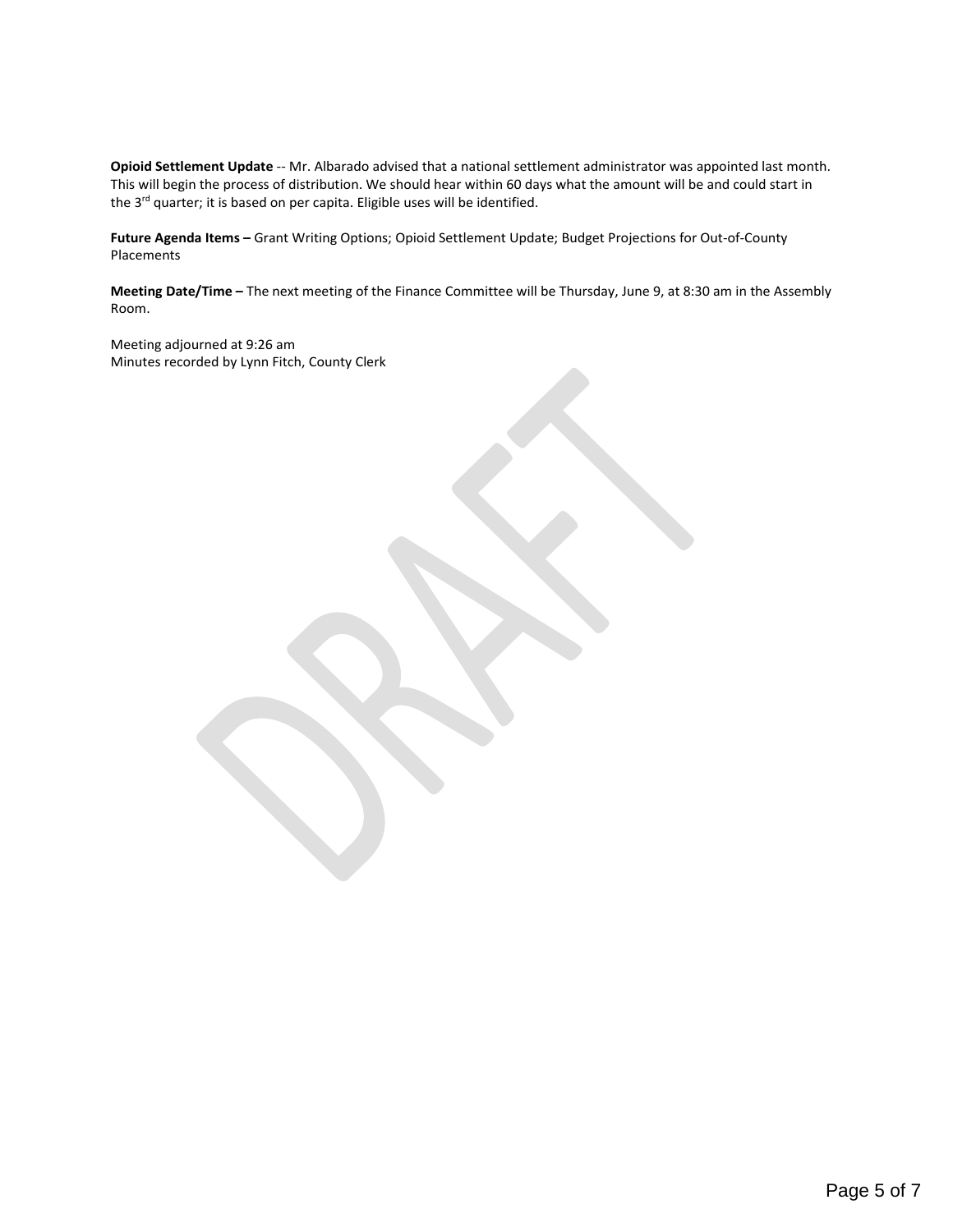**Opioid Settlement Update** -- Mr. Albarado advised that a national settlement administrator was appointed last month. This will begin the process of distribution. We should hear within 60 days what the amount will be and could start in the 3rd quarter; it is based on per capita. Eligible uses will be identified.

**Future Agenda Items –** Grant Writing Options; Opioid Settlement Update; Budget Projections for Out-of-County Placements

**Meeting Date/Time –** The next meeting of the Finance Committee will be Thursday, June 9, at 8:30 am in the Assembly Room.

Meeting adjourned at 9:26 am
Minutes recorded by Lynn Fitch, County Clerk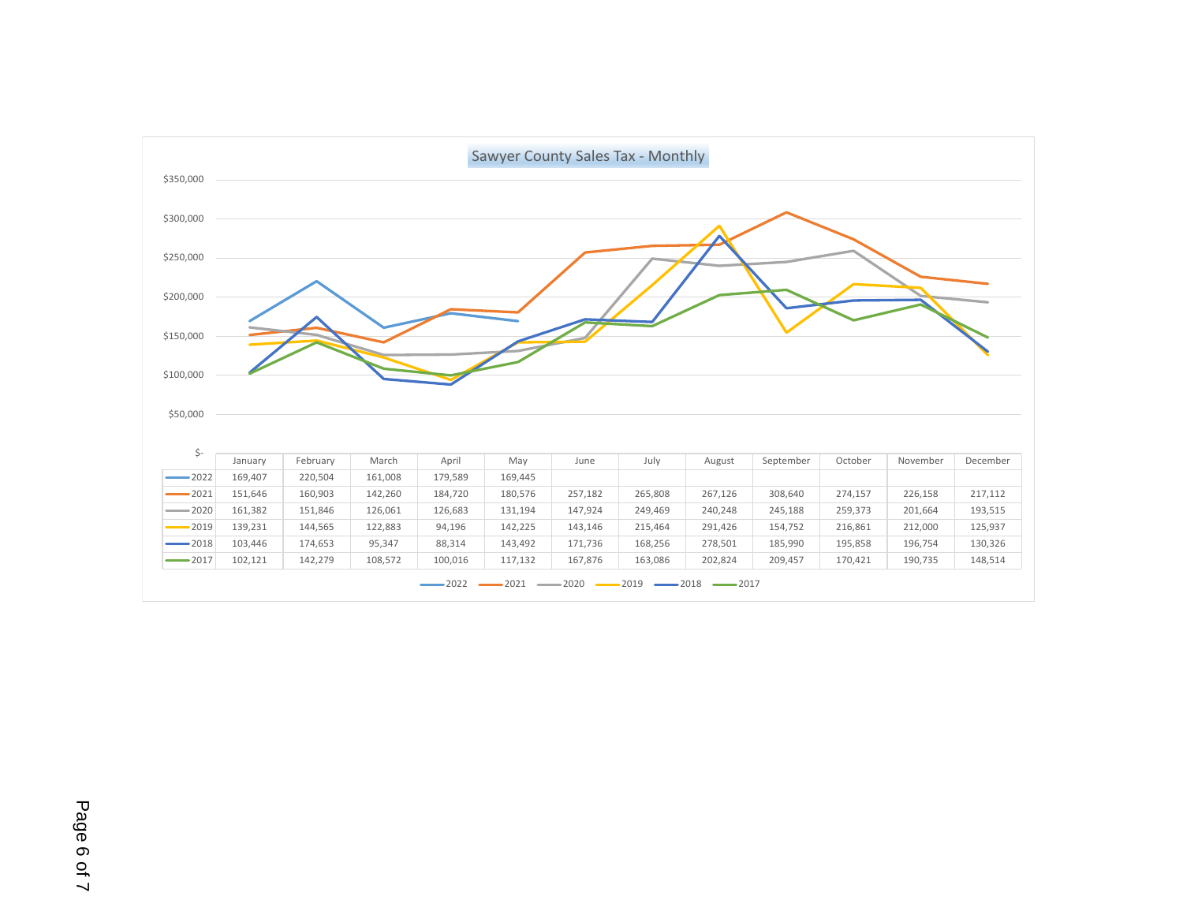## Sawyer County Sales Tax - Monthly

| | January | February | March | April | May | June | July | August | September | October | November | December |
|---|---|---|---|---|---|---|---|---|---|---|---|---|
| 2022 | 169,407 | 220,504 | 161,008 | 179,589 | 169,445 | | | | | | | |
| 2021 | 151,646 | 160,903 | 142,260 | 184,720 | 180,576 | 257,182 | 265,808 | 267,126 | 308,640 | 274,157 | 226,158 | 217,112 |
| 2020 | 161,382 | 151,846 | 126,061 | 126,683 | 131,194 | 147,924 | 249,469 | 240,248 | 245,188 | 259,373 | 201,664 | 193,515 |
| 2019 | 139,231 | 144,565 | 122,883 | 94,196 | 142,225 | 143,146 | 215,464 | 291,426 | 154,752 | 216,861 | 212,000 | 125,937 |
| 2018 | 103,446 | 174,653 | 95,347 | 88,314 | 143,492 | 171,736 | 168,256 | 278,501 | 185,990 | 195,858 | 196,754 | 130,326 |
| 2017 | 102,121 | 142,279 | 108,572 | 100,016 | 117,132 | 167,876 | 163,086 | 202,824 | 209,457 | 170,421 | 190,735 | 148,514 |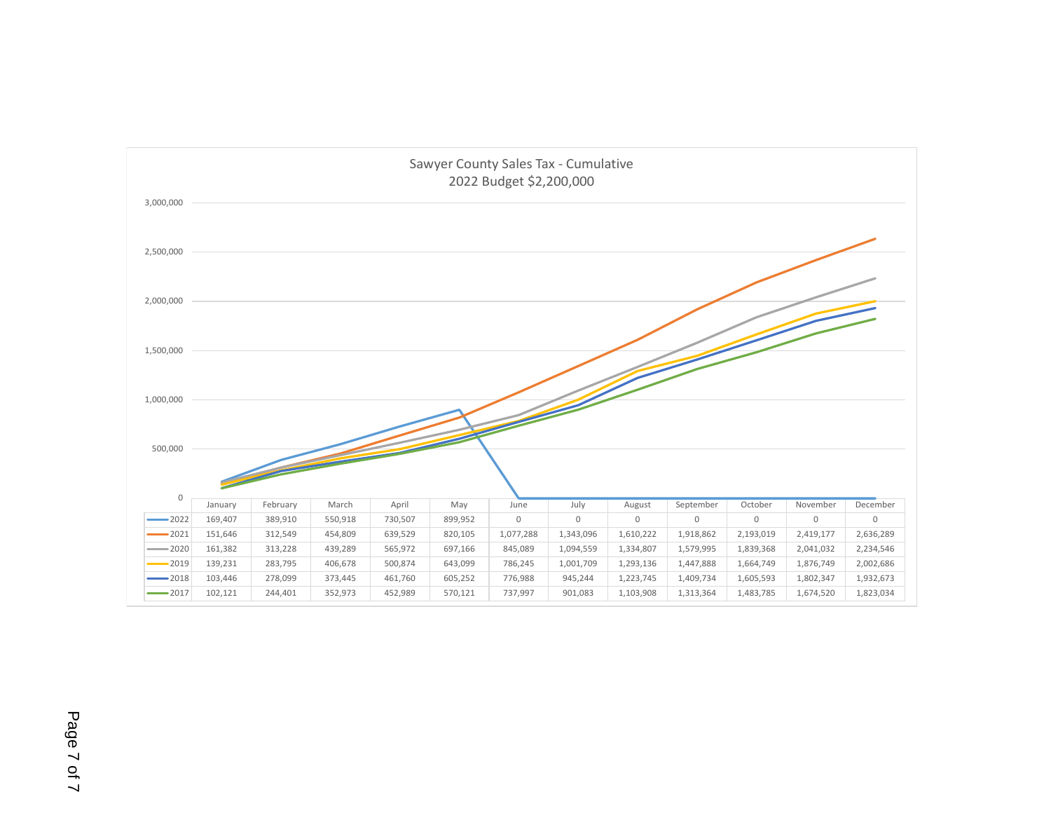Sawyer County Sales Tax - Cumulative
2022 Budget $2,200,000

3,000,000
2,500,000
2,000,000
1,500,000
1,000,000
500,000
0

| | January | February | March | April | May | June | July | August | September | October | November | December |
|---|---|---|---|---|---|---|---|---|---|---|---|---|
| 2022 | 169,407 | 389,910 | 550,918 | 730,507 | 899,952 | 0 | 0 | 0 | 0 | 0 | 0 | 0 |
| 2021 | 151,646 | 312,549 | 454,809 | 639,529 | 820,105 | 1,077,288 | 1,343,096 | 1,610,222 | 1,918,862 | 2,193,019 | 2,419,177 | 2,636,289 |
| 2020 | 161,382 | 313,228 | 439,289 | 565,972 | 697,166 | 845,089 | 1,094,559 | 1,334,807 | 1,579,995 | 1,839,368 | 2,041,032 | 2,234,546 |
| 2019 | 139,231 | 283,795 | 406,678 | 500,874 | 643,099 | 786,245 | 1,001,709 | 1,293,136 | 1,447,888 | 1,664,749 | 1,876,749 | 2,002,686 |
| 2018 | 103,446 | 278,099 | 373,445 | 461,760 | 605,252 | 776,988 | 945,244 | 1,223,745 | 1,409,734 | 1,605,593 | 1,802,347 | 1,932,673 |
| 2017 | 102,121 | 244,401 | 352,973 | 452,989 | 570,121 | 737,997 | 901,083 | 1,103,908 | 1,313,364 | 1,483,785 | 1,674,520 | 1,823,034 |